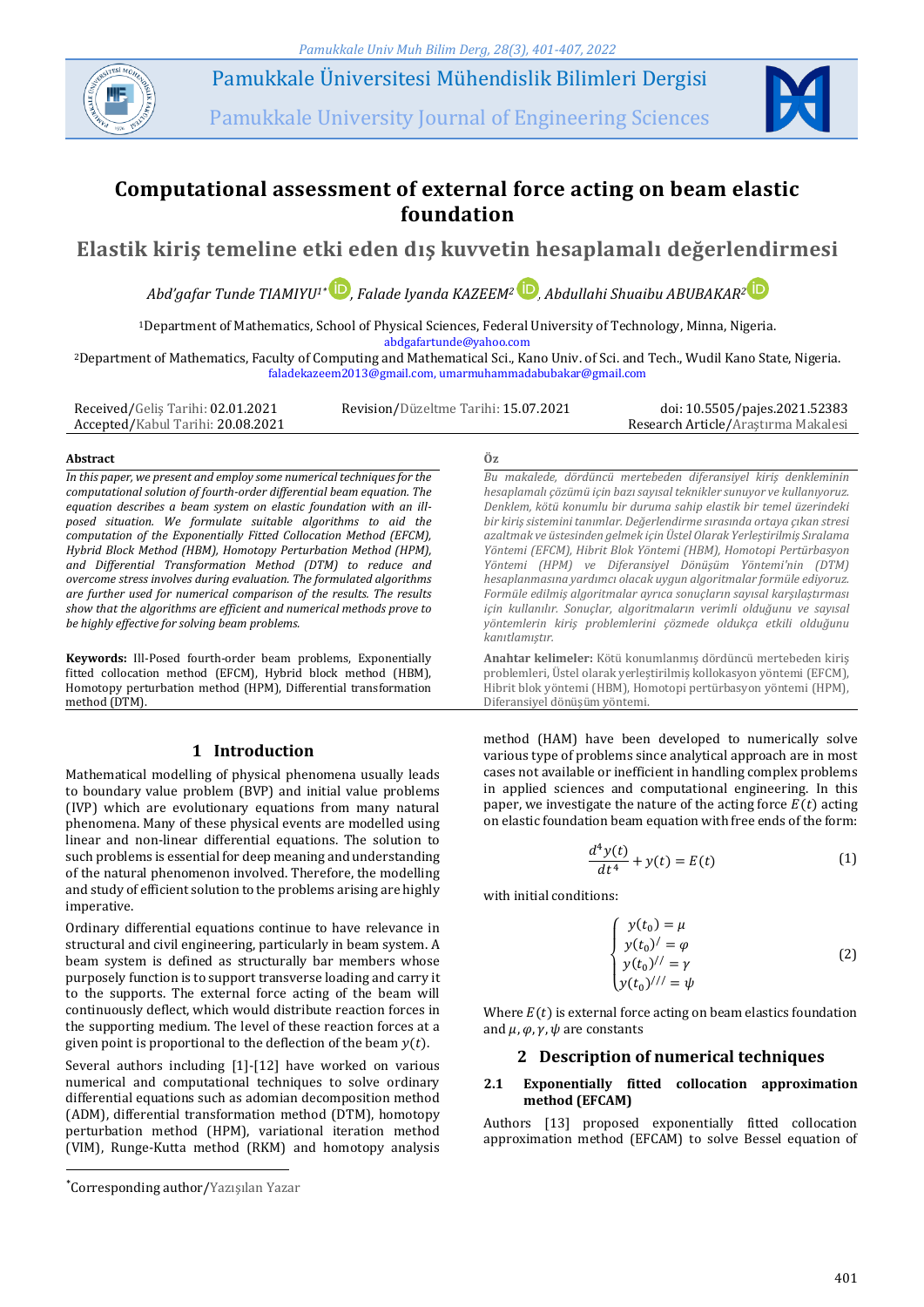# Computational assessment of external force acting on beam elastic foundation

# Elastik kiriş temeline etki eden dış kuvvetin hesaplamalı değerlendirmesi

*Abd'gafar Tunde TIAMIYU[1*], Falade Iyanda KAZEEM[2], Abdullahi Shuaibu ABUBAKAR[2]*

[1]Department of Mathematics, School of Physical Sciences, Federal University of Technology, Minna, Nigeria.
abdgafartunde@yahoo.com

[2]Department of Mathematics, Faculty of Computing and Mathematical Sci., Kano Univ. of Sci. and Tech., Wudil Kano State, Nigeria.
faladekazeem2013@gmail.com, umarmuhammadabubakar@gmail.com

Received/Geliş Tarihi: 02.01.2021
Accepted/Kabul Tarihi: 20.08.2021
Revision/Düzeltme Tarihi: 15.07.2021
doi: 10.5505/pajes.2021.52383
Research Article/Araştırma Makalesi

**Abstract**

*In this paper, we present and employ some numerical techniques for the computational solution of fourth-order differential beam equation. The equation describes a beam system on elastic foundation with an ill-posed situation. We formulate suitable algorithms to aid the computation of the Exponentially Fitted Collocation Method (EFCM), Hybrid Block Method (HBM), Homotopy Perturbation Method (HPM), and Differential Transformation Method (DTM) to reduce and overcome stress involves during evaluation. The formulated algorithms are further used for numerical comparison of the results. The results show that the algorithms are efficient and numerical methods prove to be highly effective for solving beam problems.*

**Keywords:** Ill-Posed fourth-order beam problems, Exponentially fitted collocation method (EFCM), Hybrid block method (HBM), Homotopy perturbation method (HPM), Differential transformation method (DTM).

**Öz**

*Bu makalede, dördüncü mertebeden diferansiyel kiriş denkleminin hesaplamalı çözümü için bazı sayısal teknikler sunuyor ve kullanıyoruz. Denklem, kötü konumlu bir duruma sahip elastik bir temel üzerindeki bir kiriş sistemini tanımlar. Değerlendirme sırasında ortaya çıkan stresi azaltmak ve üstesinden gelmek için Üstel Olarak Yerleştirilmiş Sıralama Yöntemi (EFCM), Hibrit Blok Yöntemi (HBM), Homotopi Pertürbasyon Yöntemi (HPM) ve Diferansiyel Dönüşüm Yöntemi'nin (DTM) hesaplanmasına yardımcı olacak uygun algoritmalar formüle ediyoruz. Formüle edilmiş algoritmalar ayrıca sonuçların sayısal karşılaştırması için kullanılır. Sonuçlar, algoritmaların verimli olduğunu ve sayısal yöntemlerin kiriş problemlerini çözmede oldukça etkili olduğunu kanıtlamıştır.*

**Anahtar kelimeler:** Kötü konumlanmış dördüncü mertebeden kiriş problemleri, Üstel olarak yerleştirilmiş kollokasyon yöntemi (EFCM), Hibrit blok yöntemi (HBM), Homotopi pertürbasyon yöntemi (HPM), Diferansiyel dönüşüm yöntemi.

## 1 Introduction

Mathematical modelling of physical phenomena usually leads to boundary value problem (BVP) and initial value problems (IVP) which are evolutionary equations from many natural phenomena. Many of these physical events are modelled using linear and non-linear differential equations. The solution to such problems is essential for deep meaning and understanding of the natural phenomenon involved. Therefore, the modelling and study of efficient solution to the problems arising are highly imperative.

Ordinary differential equations continue to have relevance in structural and civil engineering, particularly in beam system. A beam system is defined as structurally bar members whose purposely function is to support transverse loading and carry it to the supports. The external force acting of the beam will continuously deflect, which would distribute reaction forces in the supporting medium. The level of these reaction forces at a given point is proportional to the deflection of the beam $y(t)$.

Several authors including [1]-[12] have worked on various numerical and computational techniques to solve ordinary differential equations such as adomian decomposition method (ADM), differential transformation method (DTM), homotopy perturbation method (HPM), variational iteration method (VIM), Runge-Kutta method (RKM) and homotopy analysis method (HAM) have been developed to numerically solve various type of problems since analytical approach are in most cases not available or inefficient in handling complex problems in applied sciences and computational engineering. In this paper, we investigate the nature of the acting force $E(t)$ acting on elastic foundation beam equation with free ends of the form:

$$\frac{d^4 y(t)}{dt^4} + y(t) = E(t) \tag{1}$$

with initial conditions:

$$\begin{cases} y(t_0) = \mu \\ y(t_0)^{/} = \varphi \\ y(t_0)^{//} = \gamma \\ y(t_0)^{///} = \psi \end{cases} \tag{2}$$

Where $E(t)$ is external force acting on beam elastics foundation and $\mu, \varphi, \gamma, \psi$ are constants

## 2 Description of numerical techniques

### 2.1 Exponentially fitted collocation approximation method (EFCAM)

Authors [13] proposed exponentially fitted collocation approximation method (EFCAM) to solve Bessel equation of

*Corresponding author/Yazışılan Yazar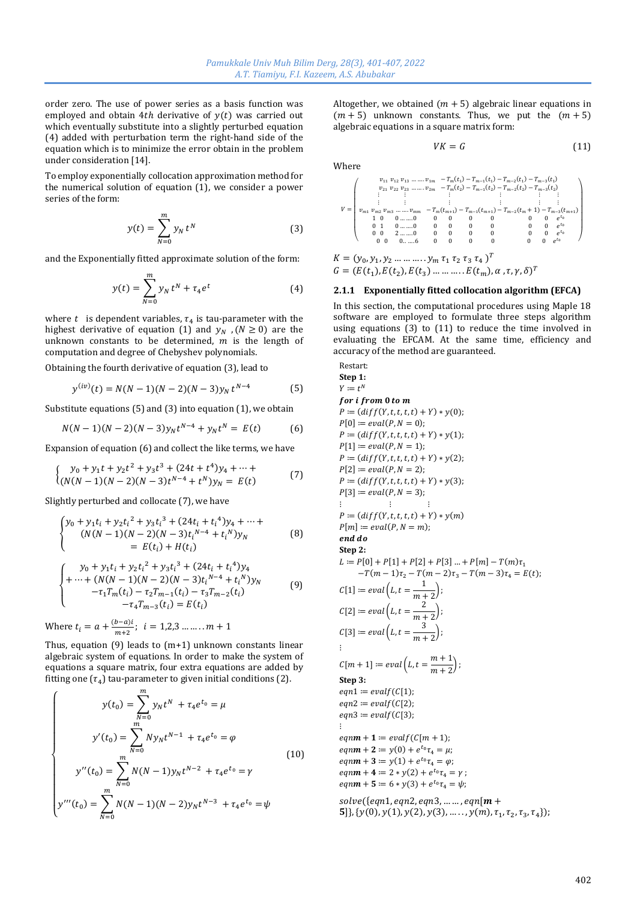order zero. The use of power series as a basis function was employed and obtain $4th$ derivative of $y(t)$ was carried out which eventually substitute into a slightly perturbed equation (4) added with perturbation term the right-hand side of the equation which is to minimize the error obtain in the problem under consideration [14].

To employ exponentially collocation approximation method for the numerical solution of equation (1), we consider a power series of the form:

$$y(t) = \sum_{N=0}^{m} y_N t^N \tag{3}$$

and the Exponentially fitted approximate solution of the form:

$$y(t) = \sum_{N=0}^{m} y_N t^N + \tau_4 e^t \tag{4}$$

where $t$ is dependent variables, $\tau_4$ is tau-parameter with the highest derivative of equation (1) and $y_N$, $(N \geq 0)$ are the unknown constants to be determined, $m$ is the length of computation and degree of Chebyshev polynomials.

Obtaining the fourth derivative of equation (3), lead to

$$y^{(iv)}(t) = N(N-1)(N-2)(N-3)y_N t^{N-4} \tag{5}$$

Substitute equations (5) and (3) into equation (1), we obtain

$$N(N-1)(N-2)(N-3)y_N t^{N-4} + y_N t^N = E(t) \tag{6}$$

Expansion of equation (6) and collect the like terms, we have

$$\begin{cases} y_0 + y_1 t + y_2 t^2 + y_3 t^3 + (24t + t^4)y_4 + \cdots + \\ (N(N-1)(N-2)(N-3)t^{N-4} + t^N)y_N = E(t) \end{cases} \tag{7}$$

Slightly perturbed and collocate (7), we have

$$\begin{cases} y_0 + y_1 t_i + y_2 {t_i}^2 + y_3 {t_i}^3 + (24t_i + {t_i}^4)y_4 + \cdots + \\ \quad (N(N-1)(N-2)(N-3){t_i}^{N-4} + {t_i}^N)y_N \\ \quad = E(t_i) + H(t_i) \end{cases} \tag{8}$$

$$\begin{cases} y_0 + y_1 t_i + y_2 {t_i}^2 + y_3 {t_i}^3 + (24t_i + {t_i}^4)y_4 \\ + \cdots + (N(N-1)(N-2)(N-3){t_i}^{N-4} + {t_i}^N)y_N \\ -\tau_1 T_m(t_i) - \tau_2 T_{m-1}(t_i) - \tau_3 T_{m-2}(t_i) \\ -\tau_4 T_{m-3}(t_i) = E(t_i) \end{cases} \tag{9}$$

Where $t_i = a + \frac{(b-a)i}{m+2}$; $i = 1,2,3 \ldots\ldots m+1$

Thus, equation (9) leads to (m+1) unknown constants linear algebraic system of equations. In order to make the system of equations a square matrix, four extra equations are added by fitting one ($\tau_4$) tau-parameter to given initial conditions (2).

$$\begin{cases} y(t_0) = \sum_{N=0}^{m} y_N t^N + \tau_4 e^{t_0} = \mu \\ y'(t_0) = \sum_{N=0}^{m} N y_N t^{N-1} + \tau_4 e^{t_0} = \varphi \\ y''(t_0) = \sum_{N=0}^{m} N(N-1) y_N t^{N-2} + \tau_4 e^{t_0} = \gamma \\ y'''(t_0) = \sum_{N=0}^{m} N(N-1)(N-2) y_N t^{N-3} + \tau_4 e^{t_0} = \psi \end{cases} \tag{10}$$

Altogether, we obtained $(m+5)$ algebraic linear equations in $(m+5)$ unknown constants. Thus, we put the $(m+5)$ algebraic equations in a square matrix form:

$$VK = G \tag{11}$$

Where

$$V = \begin{pmatrix} v_{11} & v_{12} & v_{13} & \ldots\ldots & v_{1m} & -T_m(t_1) & -T_{m-1}(t_1) & -T_{m-2}(t_1) & -T_{m-3}(t_1) \\ v_{21} & v_{22} & v_{23} & \ldots\ldots & v_{2m} & -T_m(t_2) & -T_{m-1}(t_2) & -T_{m-2}(t_2) & -T_{m-3}(t_2) \\ \vdots & \vdots & & & \vdots & & \vdots & \vdots & \vdots \\ \vdots & \vdots & & & \vdots & & \vdots & \vdots & \vdots \\ v_{m1} & v_{m2} & v_{m3} & \ldots\ldots & v_{mm} & -T_m(t_{m+1}) & -T_{m-1}(t_{m+1}) & -T_{m-2}(t_m+1) & -T_{m-3}(t_{m+1}) \\ 1 & 0 & 0 & \ldots\ldots & 0 & 0 & 0 & 0 & 0 \quad 0 \quad 0 \quad e^{t_0} \\ 0 & 1 & 0 & \ldots\ldots & 0 & 0 & 0 & 0 & 0 \quad 0 \quad 0 \quad e^{t_0} \\ 0 & 0 & 2 & \ldots\ldots & 0 & 0 & 0 & 0 & 0 \quad 0 \quad 0 \quad e^{t_0} \\ 0 & 0 & 0 & \ldots\ldots & 6 & 0 & 0 & 0 & 0 \quad 0 \quad 0 \quad e^{t_0} \end{pmatrix}$$

$K = (y_0, y_1, y_2 \ldots\ldots\ldots y_m \; \tau_1 \; \tau_2 \; \tau_3 \; \tau_4)^T$
$G = (E(t_1), E(t_2), E(t_3) \ldots\ldots\ldots E(t_m), \alpha, \tau, \gamma, \delta)^T$

### 2.1.1 Exponentially fitted collocation algorithm (EFCA)

In this section, the computational procedures using Maple 18 software are employed to formulate three steps algorithm using equations (3) to (11) to reduce the time involved in evaluating the EFCAM. At the same time, efficiency and accuracy of the method are guaranteed.

Restart:
**Step 1:**
$Y := t^N$
***for i from 0 to m***
$P := (diff(Y,t,t,t,t) + Y) * y(0);$
$P[0] := eval(P, N = 0);$
$P := (diff(Y,t,t,t,t) + Y) * y(1);$
$P[1] := eval(P, N = 1);$
$P := (diff(Y,t,t,t,t) + Y) * y(2);$
$P[2] := eval(P, N = 2);$
$P := (diff(Y,t,t,t,t) + Y) * y(3);$
$P[3] := eval(P, N = 3);$
$\vdots \qquad \vdots \qquad \vdots$
$P := (diff(Y,t,t,t,t) + Y) * y(m)$
$P[m] := eval(P, N = m);$
***end do***
**Step 2:**
$L := P[0] + P[1] + P[2] + P[3] \ldots + P[m] - T(m)\tau_1 - T(m-1)\tau_2 - T(m-2)\tau_3 - T(m-3)\tau_4 = E(t);$
$C[1] := eval\left(L, t = \frac{1}{m+2}\right);$
$C[2] := eval\left(L, t = \frac{2}{m+2}\right);$
$C[3] := eval\left(L, t = \frac{3}{m+2}\right);$
$\vdots$
$C[m+1] := eval\left(L, t = \frac{m+1}{m+2}\right);$
**Step 3:**
$eqn1 := evalf(C[1]);$
$eqn2 := evalf(C[2]);$
$eqn3 := evalf(C[3]);$
$\vdots$
$eqn\boldsymbol{m+1} := evalf(C[m+1]);$
$eqn\boldsymbol{m+2} := y(0) + e^{t_0}\tau_4 = \mu;$
$eqn\boldsymbol{m+3} := y(1) + e^{t_0}\tau_4 = \varphi;$
$eqn\boldsymbol{m+4} := 2 * y(2) + e^{t_0}\tau_4 = \gamma;$
$eqn\boldsymbol{m+5} := 6 * y(3) + e^{t_0}\tau_4 = \psi;$

$solve(\{eqn1, eqn2, eqn3, \ldots\ldots, eqn[\boldsymbol{m+5}]\}, \{y(0), y(1), y(2), y(3), \ldots\ldots, y(m), \tau_1, \tau_2, \tau_3, \tau_4\});$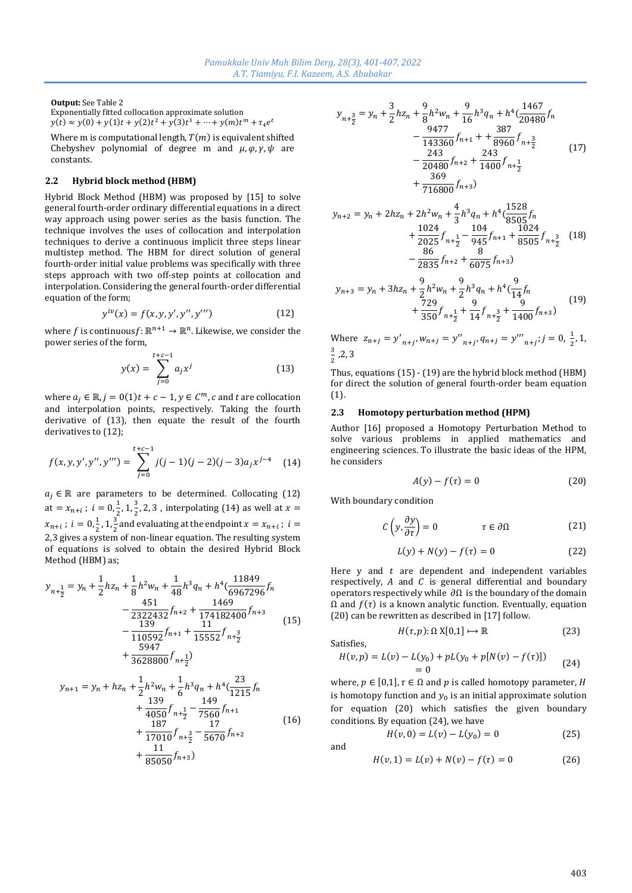**Output:** See Table 2

Exponentially fitted collocation approximate solution
$y(t) \approx y(0) + y(1)t + y(2)t^2 + y(3)t^3 + \cdots + y(m)t^m + \tau_4 e^t$

Where m is computational length, $T(m)$ is equivalent shifted Chebyshev polynomial of degree m and $\mu, \varphi, \gamma, \psi$ are constants.

### 2.2 Hybrid block method (HBM)

Hybrid Block Method (HBM) was proposed by [15] to solve general fourth-order ordinary differential equations in a direct way approach using power series as the basis function. The technique involves the uses of collocation and interpolation techniques to derive a continuous implicit three steps linear multistep method. The HBM for direct solution of general fourth-order initial value problems was specifically with three steps approach with two off-step points at collocation and interpolation. Considering the general fourth-order differential equation of the form;

$$y^{iv}(x) = f(x, y, y', y'', y''') \tag{12}$$

where $f$ is continuous $f: \mathbb{R}^{n+1} \to \mathbb{R}^n$. Likewise, we consider the power series of the form,

$$y(x) = \sum_{j=0}^{t+c-1} a_j x^j \tag{13}$$

where $a_j \in \mathbb{R}, j = 0(1)t + c - 1, y \in C^m, c$ and $t$ are collocation and interpolation points, respectively. Taking the fourth derivative of (13), then equate the result of the fourth derivatives to (12);

$$f(x, y, y', y'', y''') = \sum_{j=0}^{t+c-1} j(j-1)(j-2)(j-3)a_j x^{j-4} \tag{14}$$

$a_j \in \mathbb{R}$ are parameters to be determined. Collocating (12) at $= x_{n+i}$ ; $i = 0, \frac{1}{2}, 1, \frac{3}{2}, 2, 3$ , interpolating (14) as well at $x = x_{n+i}$ ; $i = 0, \frac{1}{2}, 1, \frac{3}{2}$ and evaluating at the endpoint $x = x_{n+i}$ ; $i = 2,3$ gives a system of non-linear equation. The resulting system of equations is solved to obtain the desired Hybrid Block Method (HBM) as;

$$y_{n+\frac{1}{2}} = y_n + \frac{1}{2}hz_n + \frac{1}{8}h^2 w_n + \frac{1}{48}h^3 q_n + h^4\Big(\frac{11849}{6967296}f_n - \frac{451}{2322432}f_{n+2} + \frac{1469}{174182400}f_{n+3} - \frac{139}{110592}f_{n+1} + \frac{11}{15552}f_{n+\frac{3}{2}} + \frac{5947}{3628800}f_{n+\frac{1}{2}}\Big) \tag{15}$$

$$y_{n+1} = y_n + hz_n + \frac{1}{2}h^2 w_n + \frac{1}{6}h^3 q_n + h^4\Big(\frac{23}{1215}f_n + \frac{139}{4050}f_{n+\frac{1}{2}} - \frac{149}{7560}f_{n+1} + \frac{187}{17010}f_{n+\frac{3}{2}} - \frac{17}{5670}f_{n+2} + \frac{11}{85050}f_{n+3}\Big) \tag{16}$$

$$y_{n+\frac{3}{2}} = y_n + \frac{3}{2}hz_n + \frac{9}{8}h^2 w_n + \frac{9}{16}h^3 q_n + h^4\Big(\frac{1467}{20480}f_n - \frac{9477}{143360}f_{n+1} + + \frac{387}{8960}f_{n+\frac{3}{2}} - \frac{243}{20480}f_{n+2} + \frac{243}{1400}f_{n+\frac{1}{2}} + \frac{369}{716800}f_{n+3}\Big) \tag{17}$$

$$y_{n+2} = y_n + 2hz_n + 2h^2 w_n + \frac{4}{3}h^3 q_n + h^4\Big(\frac{1528}{8505}f_n + \frac{1024}{2025}f_{n+\frac{1}{2}} - \frac{104}{945}f_{n+1} + \frac{1024}{8505}f_{n+\frac{3}{2}} - \frac{86}{2835}f_{n+2} + \frac{8}{6075}f_{n+3}\Big) \tag{18}$$

$$y_{n+3} = y_n + 3hz_n + \frac{9}{2}h^2 w_n + \frac{9}{2}h^3 q_n + h^4\Big(\frac{9}{14}f_n + \frac{729}{350}f_{n+\frac{1}{2}} + \frac{9}{14}f_{n+\frac{3}{2}} + \frac{9}{1400}f_{n+3}\Big) \tag{19}$$

Where $z_{n+j} = y'_{n+j}, w_{n+j} = y''_{n+j}, q_{n+j} = y'''_{n+j}; j = 0, \frac{1}{2}, 1, \frac{3}{2}, 2, 3$

Thus, equations (15) - (19) are the hybrid block method (HBM) for direct the solution of general fourth-order beam equation (1).

### 2.3 Homotopy perturbation method (HPM)

Author [16] proposed a Homotopy Perturbation Method to solve various problems in applied mathematics and engineering sciences. To illustrate the basic ideas of the HPM, he considers

$$A(y) - f(\tau) = 0 \tag{20}$$

With boundary condition

$$C\left(y, \frac{\partial y}{\partial \tau}\right) = 0 \qquad \tau \in \partial\Omega \tag{21}$$

$$L(y) + N(y) - f(\tau) = 0 \tag{22}$$

Here y and $t$ are dependent and independent variables respectively, $A$ and $C$ is general differential and boundary operators respectively while $\partial\Omega$ is the boundary of the domain $\Omega$ and $f(\tau)$ is a known analytic function. Eventually, equation (20) can be rewritten as described in [17] follow.

$$H(\tau, p): \Omega \, X[0,1] \mapsto \mathbb{R} \tag{23}$$

Satisfies,

$$H(v, p) = L(v) - L(y_0) + pL(y_0 + p[N(v) - f(\tau)]) = 0 \tag{24}$$

where, $p \in [0,1], \tau \in \Omega$ and $p$ is called homotopy parameter, $H$ is homotopy function and $y_0$ is an initial approximate solution for equation (20) which satisfies the given boundary conditions. By equation (24), we have

$$H(v, 0) = L(v) - L(y_0) = 0 \tag{25}$$

and

$$H(v, 1) = L(v) + N(v) - f(\tau) = 0 \tag{26}$$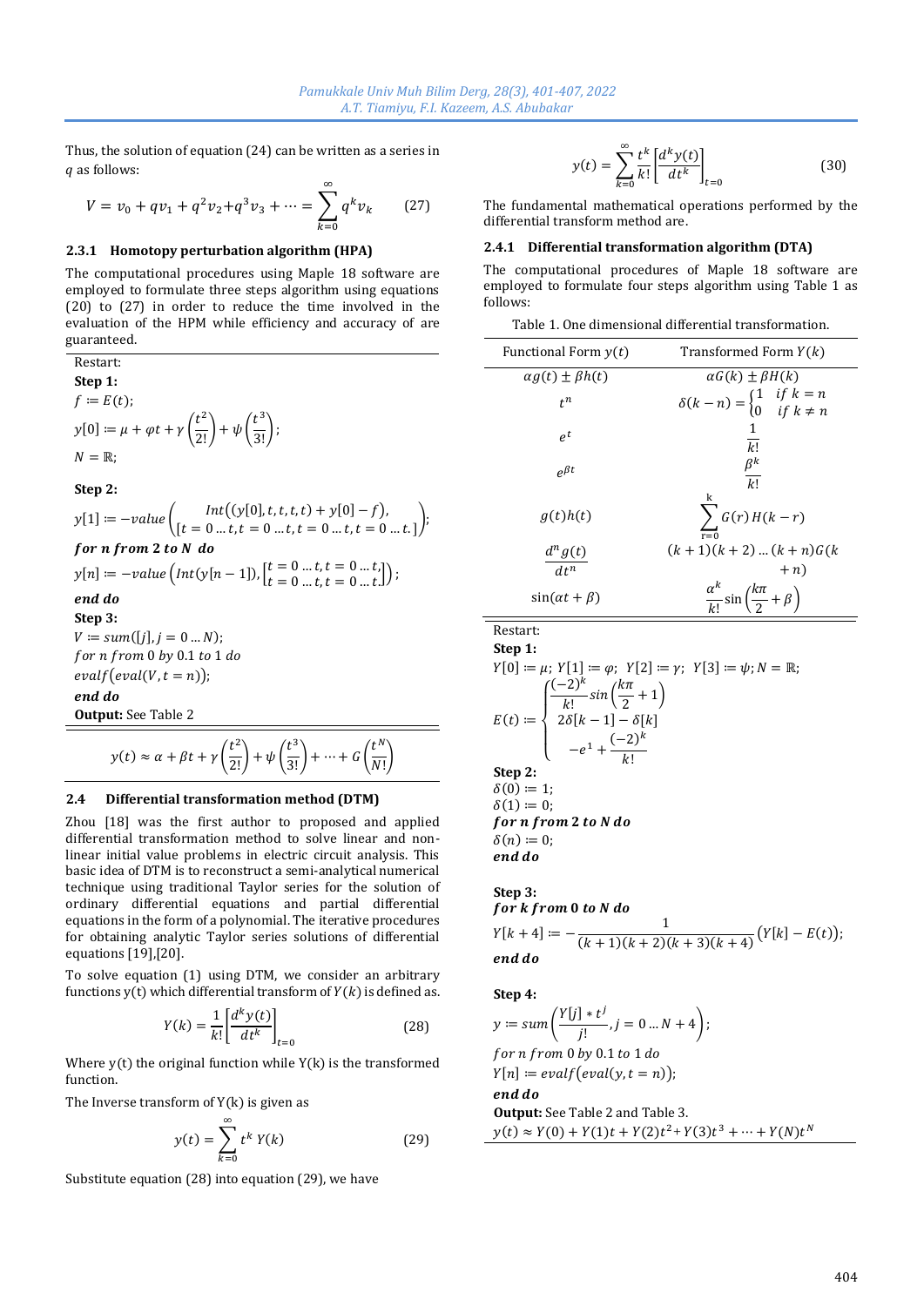Thus, the solution of equation (24) can be written as a series in $q$ as follows:

$$V = v_0 + qv_1 + q^2v_2 + q^3v_3 + \cdots = \sum_{k=0}^{\infty} q^k v_k \qquad (27)$$

### 2.3.1 Homotopy perturbation algorithm (HPA)

The computational procedures using Maple 18 software are employed to formulate three steps algorithm using equations (20) to (27) in order to reduce the time involved in the evaluation of the HPM while efficiency and accuracy of are guaranteed.

Restart:

**Step 1:**

$f := E(t);$

$y[0] := \mu + \varphi t + \gamma\left(\frac{t^2}{2!}\right) + \psi\left(\frac{t^3}{3!}\right);$

$N = \mathbb{R};$

**Step 2:**

$y[1] := -value\left(\begin{matrix} Int((y[0], t, t, t, t) + y[0] - f), \\ [t = 0 \ldots t, t = 0 \ldots t, t = 0 \ldots t, t = 0 \ldots t.] \end{matrix}\right);$

***for n from 2 to N do***

$y[n] := -value\left(Int(y[n-1]), \begin{bmatrix} t = 0 \ldots t, t = 0 \ldots t, \\ t = 0 \ldots t, t = 0 \ldots t. \end{bmatrix}\right);$

***end do***

**Step 3:**

$V := sum([j], j = 0 \ldots N);$

*for n from* 0 *by* 0.1 *to* 1 *do*

$evalf(eval(V, t = n));$

***end do***

**Output:** See Table 2

$$y(t) \approx \alpha + \beta t + \gamma\left(\frac{t^2}{2!}\right) + \psi\left(\frac{t^3}{3!}\right) + \cdots + G\left(\frac{t^N}{N!}\right)$$

## 2.4 Differential transformation method (DTM)

Zhou [18] was the first author to proposed and applied differential transformation method to solve linear and non-linear initial value problems in electric circuit analysis. This basic idea of DTM is to reconstruct a semi-analytical numerical technique using traditional Taylor series for the solution of ordinary differential equations and partial differential equations in the form of a polynomial. The iterative procedures for obtaining analytic Taylor series solutions of differential equations [19],[20].

To solve equation (1) using DTM, we consider an arbitrary functions y(t) which differential transform of $Y(k)$ is defined as.

$$Y(k) = \frac{1}{k!}\left[\frac{d^k y(t)}{dt^k}\right]_{t=0} \qquad (28)$$

Where y(t) the original function while Y(k) is the transformed function.

The Inverse transform of Y(k) is given as

$$y(t) = \sum_{k=0}^{\infty} t^k \, Y(k) \qquad (29)$$

Substitute equation (28) into equation (29), we have

$$y(t) = \sum_{k=0}^{\infty} \frac{t^k}{k!}\left[\frac{d^k y(t)}{dt^k}\right]_{t=0} \qquad (30)$$

The fundamental mathematical operations performed by the differential transform method are.

### 2.4.1 Differential transformation algorithm (DTA)

The computational procedures of Maple 18 software are employed to formulate four steps algorithm using Table 1 as follows:

Table 1. One dimensional differential transformation.

| Functional Form $y(t)$ | Transformed Form $Y(k)$ |
|---|---|
| $\alpha g(t) \pm \beta h(t)$ | $\alpha G(k) \pm \beta H(k)$ |
| $t^n$ | $\delta(k-n) = \begin{cases} 1 & if\ k = n \\ 0 & if\ k \neq n \end{cases}$ |
| $e^t$ | $\frac{1}{k!}$ |
| $e^{\beta t}$ | $\frac{\beta^k}{k!}$ |
| $g(t)h(t)$ | $\sum_{r=0}^{k} G(r)H(k-r)$ |
| $\frac{d^n g(t)}{dt^n}$ | $(k+1)(k+2)\ldots(k+n)G(k+n)$ |
| $\sin(\alpha t + \beta)$ | $\frac{\alpha^k}{k!}\sin\left(\frac{k\pi}{2} + \beta\right)$ |

Restart:

**Step 1:**

$Y[0] := \mu;\ Y[1] := \varphi;\ \ Y[2] := \gamma;\ \ Y[3] := \psi; N = \mathbb{R};$

$$E(t) := \begin{cases} \frac{(-2)^k}{k!}\sin\left(\frac{k\pi}{2} + 1\right) \\ 2\delta[k-1] - \delta[k] \\ -e^1 + \frac{(-2)^k}{k!} \end{cases}$$

**Step 2:**

$\delta(0) := 1;$

$\delta(1) := 0;$

***for n from 2 to N do***

$\delta(n) := 0;$

***end do***

**Step 3:**

***for k from 0 to N do***

$Y[k+4] := -\frac{1}{(k+1)(k+2)(k+3)(k+4)}(Y[k] - E(t));$

***end do***

**Step 4:**

$y := sum\left(\frac{Y[j] * t^j}{j!}, j = 0 \ldots N + 4\right);$

*for n from* 0 *by* 0.1 *to* 1 *do*

$Y[n] := evalf(eval(y, t = n));$

***end do***

**Output:** See Table 2 and Table 3.

$y(t) \approx Y(0) + Y(1)t + Y(2)t^2 + Y(3)t^3 + \cdots + Y(N)t^N$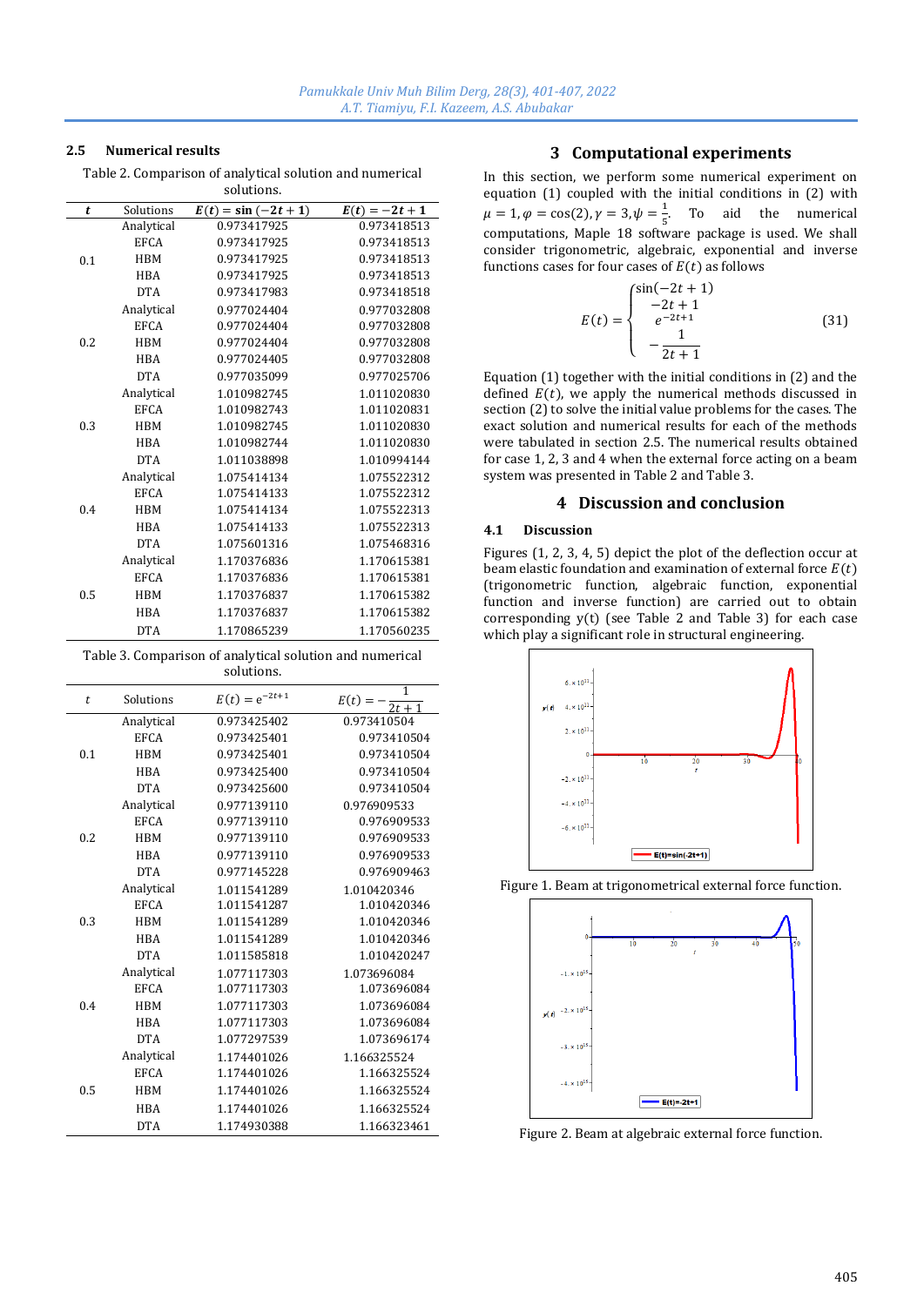### 2.5 Numerical results

Table 2. Comparison of analytical solution and numerical solutions.

| $t$ | Solutions | $E(t) = \sin(-2t+1)$ | $E(t) = -2t+1$ |
|---|---|---|---|
| 0.1 | Analytical | 0.973417925 | 0.973418513 |
| | EFCA | 0.973417925 | 0.973418513 |
| | HBM | 0.973417925 | 0.973418513 |
| | HBA | 0.973417925 | 0.973418513 |
| | DTA | 0.973417983 | 0.973418518 |
| 0.2 | Analytical | 0.977024404 | 0.977032808 |
| | EFCA | 0.977024404 | 0.977032808 |
| | HBM | 0.977024404 | 0.977032808 |
| | HBA | 0.977024405 | 0.977032808 |
| | DTA | 0.977035099 | 0.977025706 |
| 0.3 | Analytical | 1.010982745 | 1.011020830 |
| | EFCA | 1.010982743 | 1.011020831 |
| | HBM | 1.010982745 | 1.011020830 |
| | HBA | 1.010982744 | 1.011020830 |
| | DTA | 1.011038898 | 1.010994144 |
| 0.4 | Analytical | 1.075414134 | 1.075522312 |
| | EFCA | 1.075414133 | 1.075522312 |
| | HBM | 1.075414134 | 1.075522313 |
| | HBA | 1.075414133 | 1.075522313 |
| | DTA | 1.075601316 | 1.075468316 |
| 0.5 | Analytical | 1.170376836 | 1.170615381 |
| | EFCA | 1.170376836 | 1.170615381 |
| | HBM | 1.170376837 | 1.170615382 |
| | HBA | 1.170376837 | 1.170615382 |
| | DTA | 1.170865239 | 1.170560235 |

Table 3. Comparison of analytical solution and numerical solutions.

| $t$ | Solutions | $E(t) = e^{-2t+1}$ | $E(t) = -\frac{1}{2t+1}$ |
|---|---|---|---|
| 0.1 | Analytical | 0.973425402 | 0.973410504 |
| | EFCA | 0.973425401 | 0.973410504 |
| | HBM | 0.973425401 | 0.973410504 |
| | HBA | 0.973425400 | 0.973410504 |
| | DTA | 0.973425600 | 0.973410504 |
| 0.2 | Analytical | 0.977139110 | 0.976909533 |
| | EFCA | 0.977139110 | 0.976909533 |
| | HBM | 0.977139110 | 0.976909533 |
| | HBA | 0.977139110 | 0.976909533 |
| | DTA | 0.977145228 | 0.976909463 |
| 0.3 | Analytical | 1.011541289 | 1.010420346 |
| | EFCA | 1.011541287 | 1.010420346 |
| | HBM | 1.011541289 | 1.010420346 |
| | HBA | 1.011541289 | 1.010420346 |
| | DTA | 1.011585818 | 1.010420247 |
| 0.4 | Analytical | 1.077117303 | 1.073696084 |
| | EFCA | 1.077117303 | 1.073696084 |
| | HBM | 1.077117303 | 1.073696084 |
| | HBA | 1.077117303 | 1.073696084 |
| | DTA | 1.077297539 | 1.073696174 |
| 0.5 | Analytical | 1.174401026 | 1.166325524 |
| | EFCA | 1.174401026 | 1.166325524 |
| | HBM | 1.174401026 | 1.166325524 |
| | HBA | 1.174401026 | 1.166325524 |
| | DTA | 1.174930388 | 1.166323461 |

## 3 Computational experiments

In this section, we perform some numerical experiment on equation (1) coupled with the initial conditions in (2) with $\mu = 1, \varphi = \cos(2), \gamma = 3, \psi = \frac{1}{5}$. To aid the numerical computations, Maple 18 software package is used. We shall consider trigonometric, algebraic, exponential and inverse functions cases for four cases of $E(t)$ as follows

$$E(t) = \begin{cases} \sin(-2t+1) \\ -2t+1 \\ e^{-2t+1} \\ -\dfrac{1}{2t+1} \end{cases} \tag{31}$$

Equation (1) together with the initial conditions in (2) and the defined $E(t)$, we apply the numerical methods discussed in section (2) to solve the initial value problems for the cases. The exact solution and numerical results for each of the methods were tabulated in section 2.5. The numerical results obtained for case 1, 2, 3 and 4 when the external force acting on a beam system was presented in Table 2 and Table 3.

## 4 Discussion and conclusion

### 4.1 Discussion

Figures (1, 2, 3, 4, 5) depict the plot of the deflection occur at beam elastic foundation and examination of external force $E(t)$ (trigonometric function, algebraic function, exponential function and inverse function) are carried out to obtain corresponding $y(t)$ (see Table 2 and Table 3) for each case which play a significant role in structural engineering.

Figure 1. Beam at trigonometrical external force function.

Figure 2. Beam at algebraic external force function.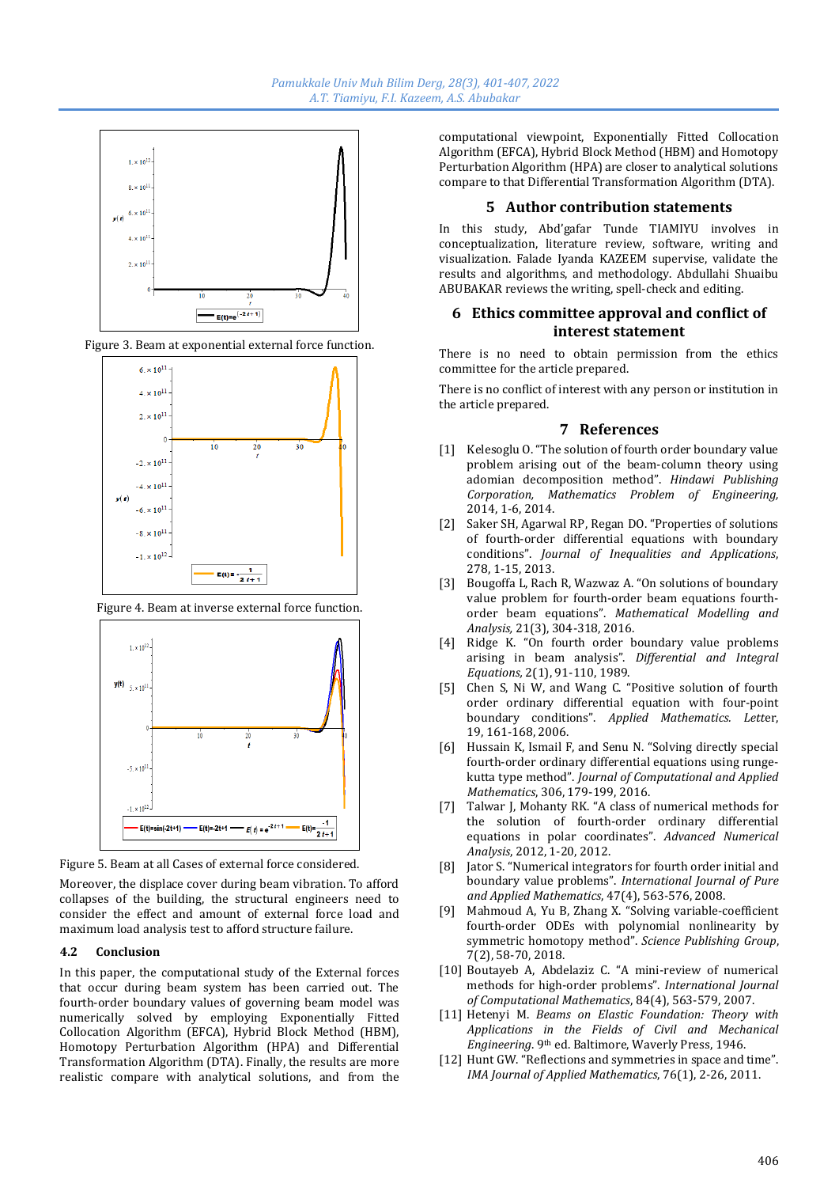Figure 3. Beam at exponential external force function.

Figure 4. Beam at inverse external force function.

Figure 5. Beam at all Cases of external force considered.

Moreover, the displace cover during beam vibration. To afford collapses of the building, the structural engineers need to consider the effect and amount of external force load and maximum load analysis test to afford structure failure.

### 4.2 Conclusion

In this paper, the computational study of the External forces that occur during beam system has been carried out. The fourth-order boundary values of governing beam model was numerically solved by employing Exponentially Fitted Collocation Algorithm (EFCA), Hybrid Block Method (HBM), Homotopy Perturbation Algorithm (HPA) and Differential Transformation Algorithm (DTA). Finally, the results are more realistic compare with analytical solutions, and from the computational viewpoint, Exponentially Fitted Collocation Algorithm (EFCA), Hybrid Block Method (HBM) and Homotopy Perturbation Algorithm (HPA) are closer to analytical solutions compare to that Differential Transformation Algorithm (DTA).

## 5 Author contribution statements

In this study, Abd'gafar Tunde TIAMIYU involves in conceptualization, literature review, software, writing and visualization. Falade Iyanda KAZEEM supervise, validate the results and algorithms, and methodology. Abdullahi Shuaibu ABUBAKAR reviews the writing, spell-check and editing.

## 6 Ethics committee approval and conflict of interest statement

There is no need to obtain permission from the ethics committee for the article prepared.

There is no conflict of interest with any person or institution in the article prepared.

## 7 References

[1] Kelesoglu O. "The solution of fourth order boundary value problem arising out of the beam-column theory using adomian decomposition method". *Hindawi Publishing Corporation, Mathematics Problem of Engineering*, 2014, 1-6, 2014.

[2] Saker SH, Agarwal RP, Regan DO. "Properties of solutions of fourth-order differential equations with boundary conditions". *Journal of Inequalities and Applications*, 278, 1-15, 2013.

[3] Bougoffa L, Rach R, Wazwaz A. "On solutions of boundary value problem for fourth-order beam equations fourth-order beam equations". *Mathematical Modelling and Analysis*, 21(3), 304-318, 2016.

[4] Ridge K. "On fourth order boundary value problems arising in beam analysis". *Differential and Integral Equations*, 2(1), 91-110, 1989.

[5] Chen S, Ni W, and Wang C. "Positive solution of fourth order ordinary differential equation with four-point boundary conditions". *Applied Mathematics. Letter*, 19, 161-168, 2006.

[6] Hussain K, Ismail F, and Senu N. "Solving directly special fourth-order ordinary differential equations using runge-kutta type method". *Journal of Computational and Applied Mathematics*, 306, 179-199, 2016.

[7] Talwar J, Mohanty RK. "A class of numerical methods for the solution of fourth-order ordinary differential equations in polar coordinates". *Advanced Numerical Analysis*, 2012, 1-20, 2012.

[8] Jator S. "Numerical integrators for fourth order initial and boundary value problems". *International Journal of Pure and Applied Mathematics*, 47(4), 563-576, 2008.

[9] Mahmoud A, Yu B, Zhang X. "Solving variable-coefficient fourth-order ODEs with polynomial nonlinearity by symmetric homotopy method". *Science Publishing Group*, 7(2), 58-70, 2018.

[10] Boutayeb A, Abdelaziz C. "A mini-review of numerical methods for high-order problems". *International Journal of Computational Mathematics*, 84(4), 563-579, 2007.

[11] Hetenyi M. *Beams on Elastic Foundation: Theory with Applications in the Fields of Civil and Mechanical Engineering*. 9th ed. Baltimore, Waverly Press, 1946.

[12] Hunt GW. "Reflections and symmetries in space and time". *IMA Journal of Applied Mathematics*, 76(1), 2-26, 2011.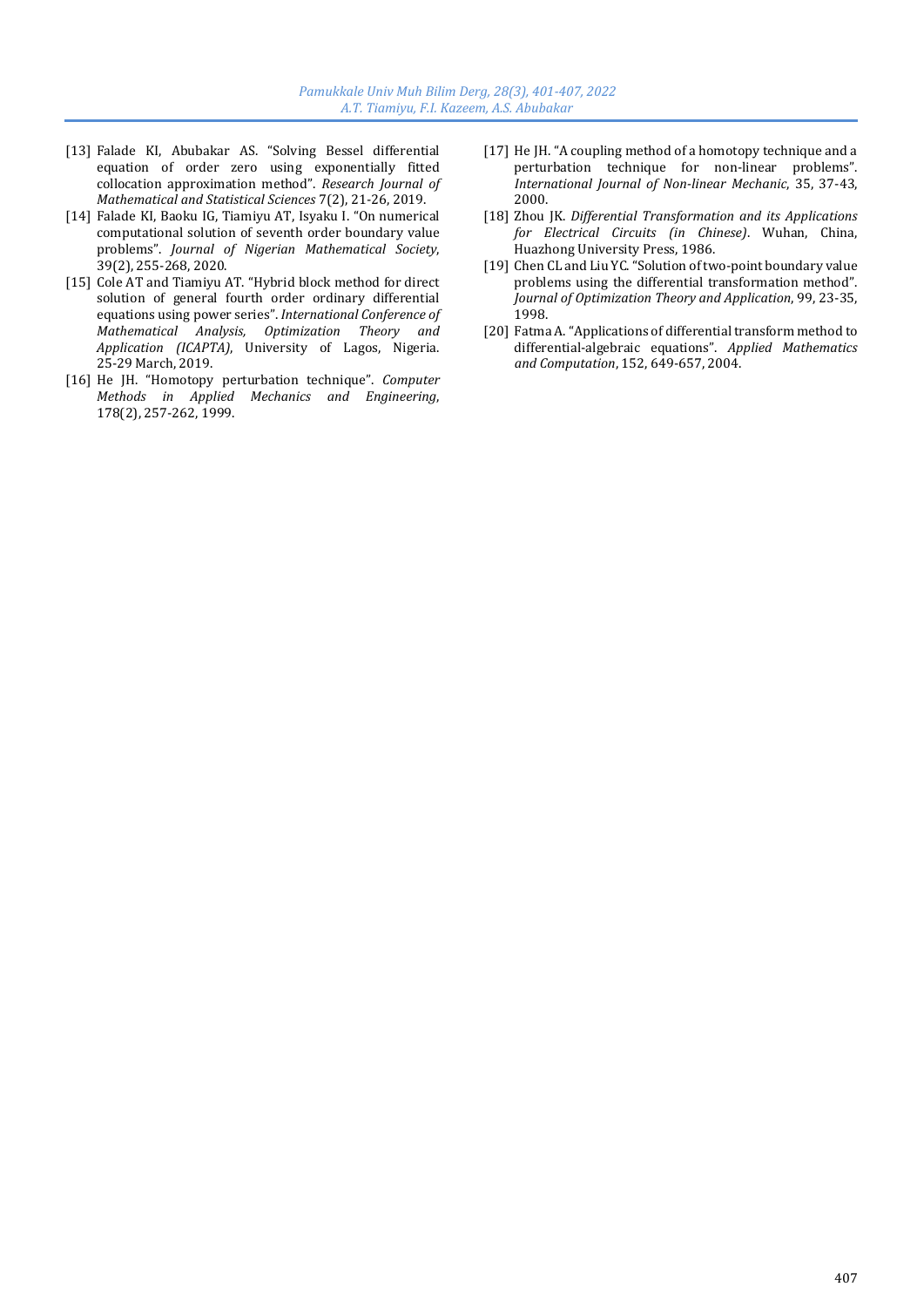[13] Falade KI, Abubakar AS. "Solving Bessel differential equation of order zero using exponentially fitted collocation approximation method". *Research Journal of Mathematical and Statistical Sciences* 7(2), 21-26, 2019.

[14] Falade KI, Baoku IG, Tiamiyu AT, Isyaku I. "On numerical computational solution of seventh order boundary value problems". *Journal of Nigerian Mathematical Society*, 39(2), 255-268, 2020.

[15] Cole AT and Tiamiyu AT. "Hybrid block method for direct solution of general fourth order ordinary differential equations using power series". *International Conference of Mathematical Analysis, Optimization Theory and Application (ICAPTA)*, University of Lagos, Nigeria. 25-29 March, 2019.

[16] He JH. "Homotopy perturbation technique". *Computer Methods in Applied Mechanics and Engineering*, 178(2), 257-262, 1999.

[17] He JH. "A coupling method of a homotopy technique and a perturbation technique for non-linear problems". *International Journal of Non-linear Mechanic*, 35, 37-43, 2000.

[18] Zhou JK. *Differential Transformation and its Applications for Electrical Circuits (in Chinese)*. Wuhan, China, Huazhong University Press, 1986.

[19] Chen CL and Liu YC. "Solution of two-point boundary value problems using the differential transformation method". *Journal of Optimization Theory and Application*, 99, 23-35, 1998.

[20] Fatma A. "Applications of differential transform method to differential-algebraic equations". *Applied Mathematics and Computation*, 152, 649-657, 2004.